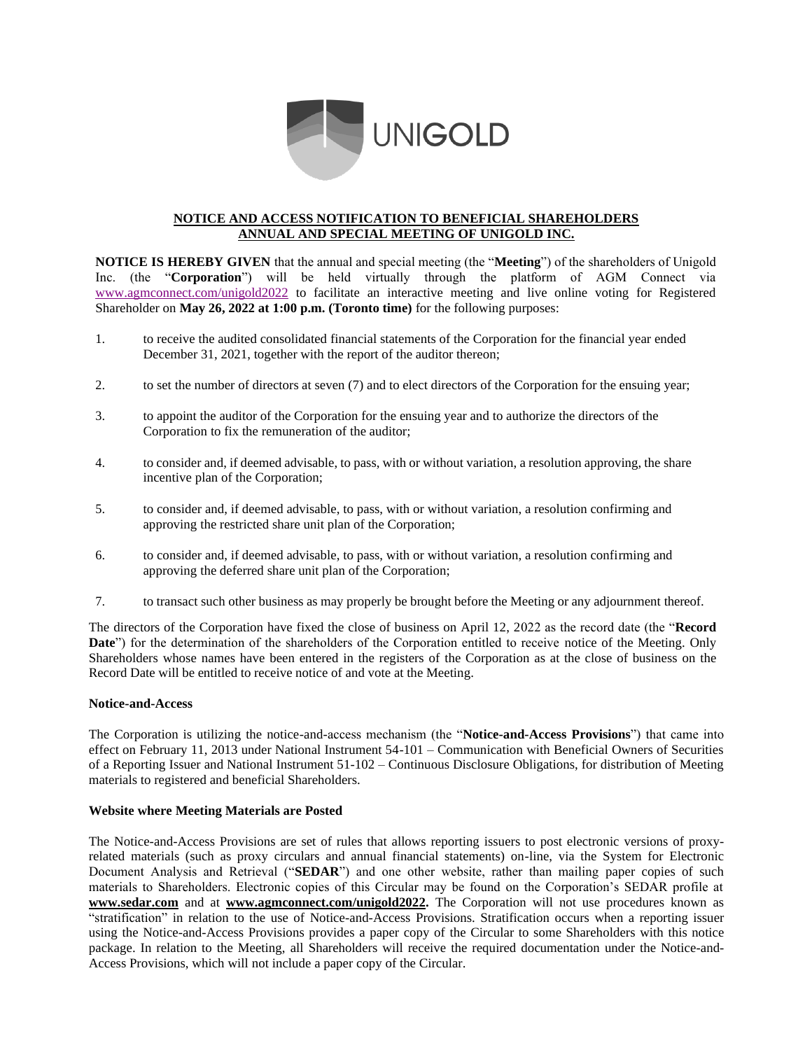UNIGOLD

**NOTICE AND ACCESS NOTIFICATION TO BENEFICIAL SHAREHOLDERS**
**ANNUAL AND SPECIAL MEETING OF UNIGOLD INC.**

**NOTICE IS HEREBY GIVEN** that the annual and special meeting (the "**Meeting**") of the shareholders of Unigold Inc. (the "**Corporation**") will be held virtually through the platform of AGM Connect via www.agmconnect.com/unigold2022 to facilitate an interactive meeting and live online voting for Registered Shareholder on **May 26, 2022 at 1:00 p.m. (Toronto time)** for the following purposes:

1. to receive the audited consolidated financial statements of the Corporation for the financial year ended December 31, 2021, together with the report of the auditor thereon;
2. to set the number of directors at seven (7) and to elect directors of the Corporation for the ensuing year;
3. to appoint the auditor of the Corporation for the ensuing year and to authorize the directors of the Corporation to fix the remuneration of the auditor;
4. to consider and, if deemed advisable, to pass, with or without variation, a resolution approving, the share incentive plan of the Corporation;
5. to consider and, if deemed advisable, to pass, with or without variation, a resolution confirming and approving the restricted share unit plan of the Corporation;
6. to consider and, if deemed advisable, to pass, with or without variation, a resolution confirming and approving the deferred share unit plan of the Corporation;
7. to transact such other business as may properly be brought before the Meeting or any adjournment thereof.

The directors of the Corporation have fixed the close of business on April 12, 2022 as the record date (the "**Record Date**") for the determination of the shareholders of the Corporation entitled to receive notice of the Meeting. Only Shareholders whose names have been entered in the registers of the Corporation as at the close of business on the Record Date will be entitled to receive notice of and vote at the Meeting.

**Notice-and-Access**

The Corporation is utilizing the notice-and-access mechanism (the "**Notice-and-Access Provisions**") that came into effect on February 11, 2013 under National Instrument 54-101 – Communication with Beneficial Owners of Securities of a Reporting Issuer and National Instrument 51-102 – Continuous Disclosure Obligations, for distribution of Meeting materials to registered and beneficial Shareholders.

**Website where Meeting Materials are Posted**

The Notice-and-Access Provisions are set of rules that allows reporting issuers to post electronic versions of proxy-related materials (such as proxy circulars and annual financial statements) on-line, via the System for Electronic Document Analysis and Retrieval ("**SEDAR**") and one other website, rather than mailing paper copies of such materials to Shareholders. Electronic copies of this Circular may be found on the Corporation's SEDAR profile at **www.sedar.com** and at **www.agmconnect.com/unigold2022.** The Corporation will not use procedures known as "stratification" in relation to the use of Notice-and-Access Provisions. Stratification occurs when a reporting issuer using the Notice-and-Access Provisions provides a paper copy of the Circular to some Shareholders with this notice package. In relation to the Meeting, all Shareholders will receive the required documentation under the Notice-and-Access Provisions, which will not include a paper copy of the Circular.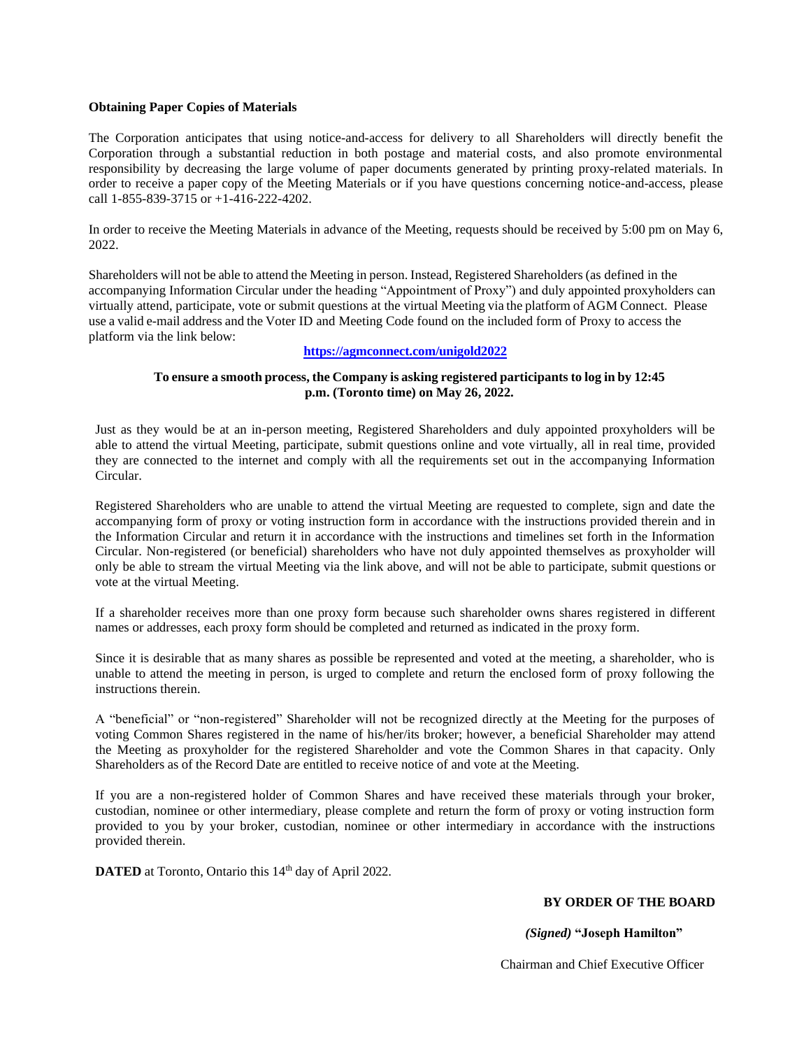**Obtaining Paper Copies of Materials**

The Corporation anticipates that using notice-and-access for delivery to all Shareholders will directly benefit the Corporation through a substantial reduction in both postage and material costs, and also promote environmental responsibility by decreasing the large volume of paper documents generated by printing proxy-related materials. In order to receive a paper copy of the Meeting Materials or if you have questions concerning notice-and-access, please call 1-855-839-3715 or +1-416-222-4202.

In order to receive the Meeting Materials in advance of the Meeting, requests should be received by 5:00 pm on May 6, 2022.

Shareholders will not be able to attend the Meeting in person. Instead, Registered Shareholders (as defined in the accompanying Information Circular under the heading "Appointment of Proxy") and duly appointed proxyholders can virtually attend, participate, vote or submit questions at the virtual Meeting via the platform of AGM Connect. Please use a valid e-mail address and the Voter ID and Meeting Code found on the included form of Proxy to access the platform via the link below:

**https://agmconnect.com/unigold2022**

**To ensure a smooth process, the Company is asking registered participants to log in by 12:45 p.m. (Toronto time) on May 26, 2022.**

Just as they would be at an in-person meeting, Registered Shareholders and duly appointed proxyholders will be able to attend the virtual Meeting, participate, submit questions online and vote virtually, all in real time, provided they are connected to the internet and comply with all the requirements set out in the accompanying Information Circular.

Registered Shareholders who are unable to attend the virtual Meeting are requested to complete, sign and date the accompanying form of proxy or voting instruction form in accordance with the instructions provided therein and in the Information Circular and return it in accordance with the instructions and timelines set forth in the Information Circular. Non-registered (or beneficial) shareholders who have not duly appointed themselves as proxyholder will only be able to stream the virtual Meeting via the link above, and will not be able to participate, submit questions or vote at the virtual Meeting.

If a shareholder receives more than one proxy form because such shareholder owns shares registered in different names or addresses, each proxy form should be completed and returned as indicated in the proxy form.

Since it is desirable that as many shares as possible be represented and voted at the meeting, a shareholder, who is unable to attend the meeting in person, is urged to complete and return the enclosed form of proxy following the instructions therein.

A "beneficial" or "non-registered" Shareholder will not be recognized directly at the Meeting for the purposes of voting Common Shares registered in the name of his/her/its broker; however, a beneficial Shareholder may attend the Meeting as proxyholder for the registered Shareholder and vote the Common Shares in that capacity. Only Shareholders as of the Record Date are entitled to receive notice of and vote at the Meeting.

If you are a non-registered holder of Common Shares and have received these materials through your broker, custodian, nominee or other intermediary, please complete and return the form of proxy or voting instruction form provided to you by your broker, custodian, nominee or other intermediary in accordance with the instructions provided therein.

**DATED** at Toronto, Ontario this 14th day of April 2022.

**BY ORDER OF THE BOARD**

*(Signed)* **"Joseph Hamilton"**

Chairman and Chief Executive Officer